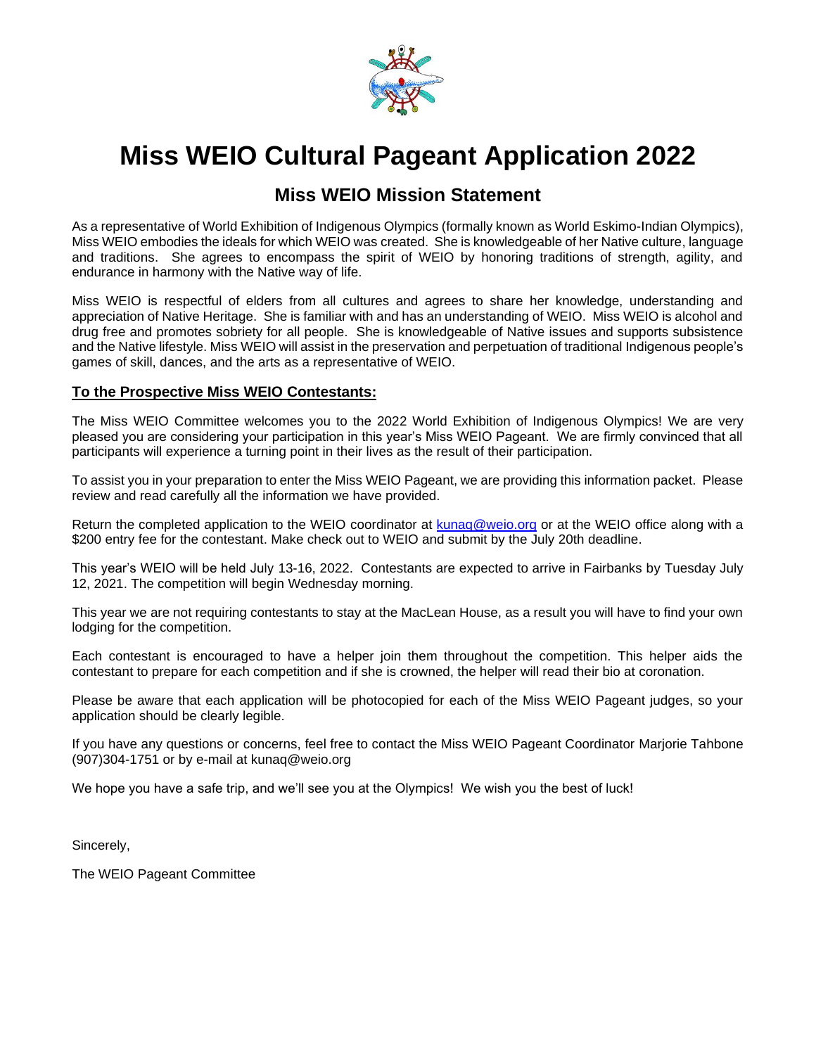# Miss WEIO Cultural Pageant Application 2022

## Miss WEIO Mission Statement

As a representative of World Exhibition of Indigenous Olympics (formally known as World Eskimo-Indian Olympics), Miss WEIO embodies the ideals for which WEIO was created. She is knowledgeable of her Native culture, language and traditions. She agrees to encompass the spirit of WEIO by honoring traditions of strength, agility, and endurance in harmony with the Native way of life.

Miss WEIO is respectful of elders from all cultures and agrees to share her knowledge, understanding and appreciation of Native Heritage. She is familiar with and has an understanding of WEIO. Miss WEIO is alcohol and drug free and promotes sobriety for all people. She is knowledgeable of Native issues and supports subsistence and the Native lifestyle. Miss WEIO will assist in the preservation and perpetuation of traditional Indigenous people's games of skill, dances, and the arts as a representative of WEIO.

**To the Prospective Miss WEIO Contestants:**

The Miss WEIO Committee welcomes you to the 2022 World Exhibition of Indigenous Olympics! We are very pleased you are considering your participation in this year's Miss WEIO Pageant. We are firmly convinced that all participants will experience a turning point in their lives as the result of their participation.

To assist you in your preparation to enter the Miss WEIO Pageant, we are providing this information packet. Please review and read carefully all the information we have provided.

Return the completed application to the WEIO coordinator at kunaq@weio.org or at the WEIO office along with a $200 entry fee for the contestant. Make check out to WEIO and submit by the July 20th deadline.

This year's WEIO will be held July 13-16, 2022. Contestants are expected to arrive in Fairbanks by Tuesday July 12, 2021. The competition will begin Wednesday morning.

This year we are not requiring contestants to stay at the MacLean House, as a result you will have to find your own lodging for the competition.

Each contestant is encouraged to have a helper join them throughout the competition. This helper aids the contestant to prepare for each competition and if she is crowned, the helper will read their bio at coronation.

Please be aware that each application will be photocopied for each of the Miss WEIO Pageant judges, so your application should be clearly legible.

If you have any questions or concerns, feel free to contact the Miss WEIO Pageant Coordinator Marjorie Tahbone (907)304-1751 or by e-mail at kunaq@weio.org

We hope you have a safe trip, and we'll see you at the Olympics! We wish you the best of luck!

Sincerely,

The WEIO Pageant Committee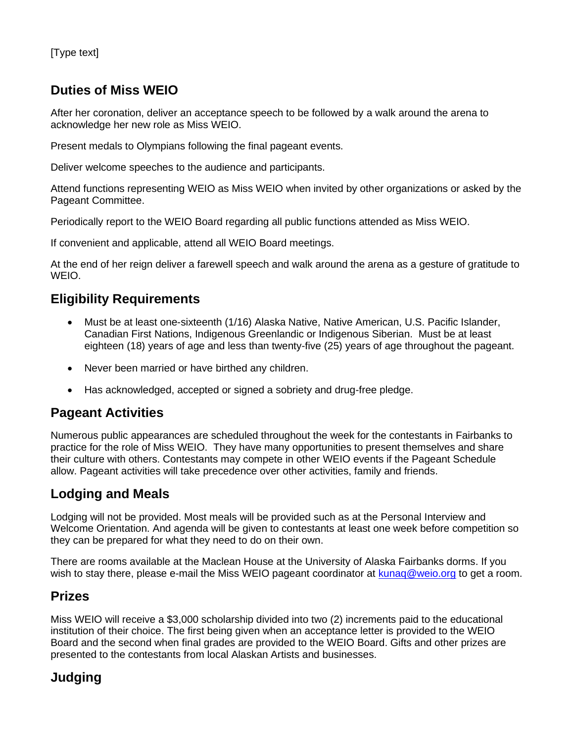[Type text]

## Duties of Miss WEIO

After her coronation, deliver an acceptance speech to be followed by a walk around the arena to acknowledge her new role as Miss WEIO.

Present medals to Olympians following the final pageant events.

Deliver welcome speeches to the audience and participants.

Attend functions representing WEIO as Miss WEIO when invited by other organizations or asked by the Pageant Committee.

Periodically report to the WEIO Board regarding all public functions attended as Miss WEIO.

If convenient and applicable, attend all WEIO Board meetings.

At the end of her reign deliver a farewell speech and walk around the arena as a gesture of gratitude to WEIO.

## Eligibility Requirements

- Must be at least one-sixteenth (1/16) Alaska Native, Native American, U.S. Pacific Islander, Canadian First Nations, Indigenous Greenlandic or Indigenous Siberian. Must be at least eighteen (18) years of age and less than twenty-five (25) years of age throughout the pageant.
- Never been married or have birthed any children.
- Has acknowledged, accepted or signed a sobriety and drug-free pledge.

## Pageant Activities

Numerous public appearances are scheduled throughout the week for the contestants in Fairbanks to practice for the role of Miss WEIO. They have many opportunities to present themselves and share their culture with others. Contestants may compete in other WEIO events if the Pageant Schedule allow. Pageant activities will take precedence over other activities, family and friends.

## Lodging and Meals

Lodging will not be provided. Most meals will be provided such as at the Personal Interview and Welcome Orientation. And agenda will be given to contestants at least one week before competition so they can be prepared for what they need to do on their own.

There are rooms available at the Maclean House at the University of Alaska Fairbanks dorms. If you wish to stay there, please e-mail the Miss WEIO pageant coordinator at [kunaq@weio.org](mailto:kunaq@weio.org) to get a room.

## Prizes

Miss WEIO will receive a $3,000 scholarship divided into two (2) increments paid to the educational institution of their choice. The first being given when an acceptance letter is provided to the WEIO Board and the second when final grades are provided to the WEIO Board. Gifts and other prizes are presented to the contestants from local Alaskan Artists and businesses.

## Judging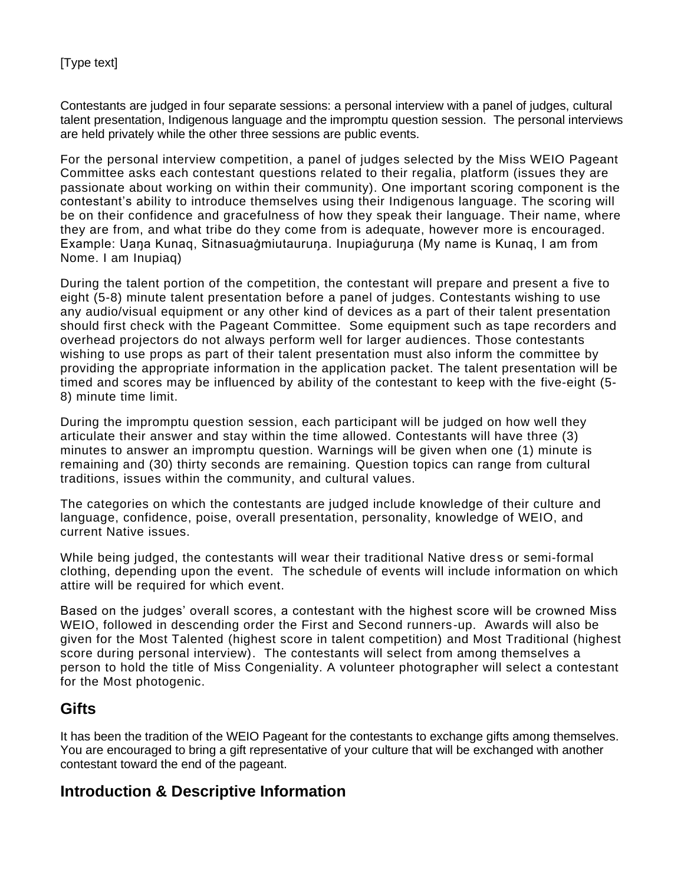Contestants are judged in four separate sessions: a personal interview with a panel of judges, cultural talent presentation, Indigenous language and the impromptu question session. The personal interviews are held privately while the other three sessions are public events.

For the personal interview competition, a panel of judges selected by the Miss WEIO Pageant Committee asks each contestant questions related to their regalia, platform (issues they are passionate about working on within their community). One important scoring component is the contestant's ability to introduce themselves using their Indigenous language. The scoring will be on their confidence and gracefulness of how they speak their language. Their name, where they are from, and what tribe do they come from is adequate, however more is encouraged. Example: Uaŋa Kunaq, Sitnasuaġmiutauruŋa. Inupiaġuruŋa (My name is Kunaq, I am from Nome. I am Inupiaq)

During the talent portion of the competition, the contestant will prepare and present a five to eight (5-8) minute talent presentation before a panel of judges. Contestants wishing to use any audio/visual equipment or any other kind of devices as a part of their talent presentation should first check with the Pageant Committee. Some equipment such as tape recorders and overhead projectors do not always perform well for larger audiences. Those contestants wishing to use props as part of their talent presentation must also inform the committee by providing the appropriate information in the application packet. The talent presentation will be timed and scores may be influenced by ability of the contestant to keep with the five-eight (5-8) minute time limit.

During the impromptu question session, each participant will be judged on how well they articulate their answer and stay within the time allowed. Contestants will have three (3) minutes to answer an impromptu question. Warnings will be given when one (1) minute is remaining and (30) thirty seconds are remaining. Question topics can range from cultural traditions, issues within the community, and cultural values.

The categories on which the contestants are judged include knowledge of their culture and language, confidence, poise, overall presentation, personality, knowledge of WEIO, and current Native issues.

While being judged, the contestants will wear their traditional Native dress or semi-formal clothing, depending upon the event. The schedule of events will include information on which attire will be required for which event.

Based on the judges' overall scores, a contestant with the highest score will be crowned Miss WEIO, followed in descending order the First and Second runners-up. Awards will also be given for the Most Talented (highest score in talent competition) and Most Traditional (highest score during personal interview). The contestants will select from among themselves a person to hold the title of Miss Congeniality. A volunteer photographer will select a contestant for the Most photogenic.

## Gifts

It has been the tradition of the WEIO Pageant for the contestants to exchange gifts among themselves. You are encouraged to bring a gift representative of your culture that will be exchanged with another contestant toward the end of the pageant.

## Introduction & Descriptive Information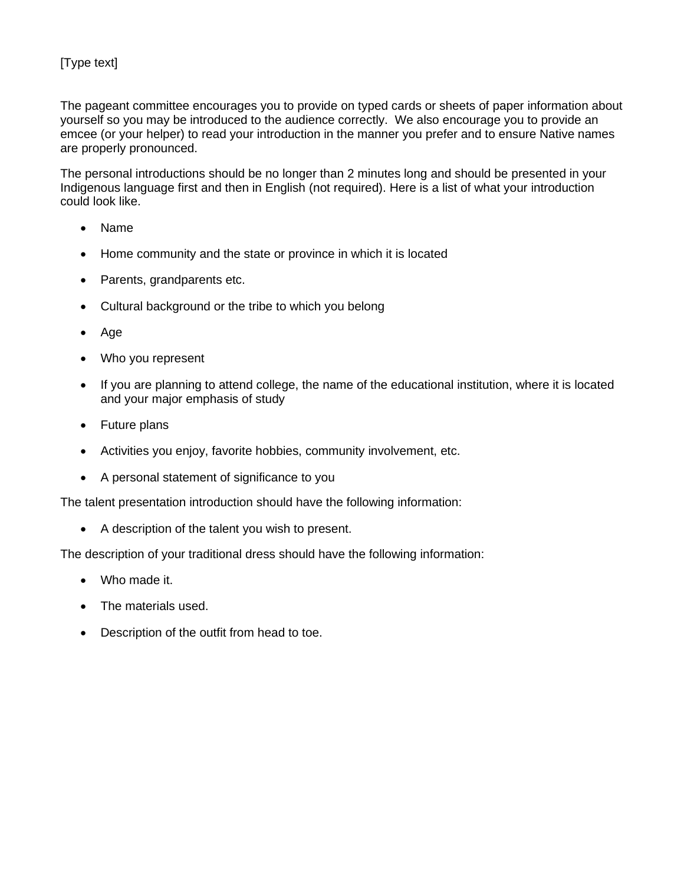[Type text]

The pageant committee encourages you to provide on typed cards or sheets of paper information about yourself so you may be introduced to the audience correctly. We also encourage you to provide an emcee (or your helper) to read your introduction in the manner you prefer and to ensure Native names are properly pronounced.

The personal introductions should be no longer than 2 minutes long and should be presented in your Indigenous language first and then in English (not required). Here is a list of what your introduction could look like.

- Name
- Home community and the state or province in which it is located
- Parents, grandparents etc.
- Cultural background or the tribe to which you belong
- Age
- Who you represent
- If you are planning to attend college, the name of the educational institution, where it is located and your major emphasis of study
- Future plans
- Activities you enjoy, favorite hobbies, community involvement, etc.
- A personal statement of significance to you

The talent presentation introduction should have the following information:

- A description of the talent you wish to present.

The description of your traditional dress should have the following information:

- Who made it.
- The materials used.
- Description of the outfit from head to toe.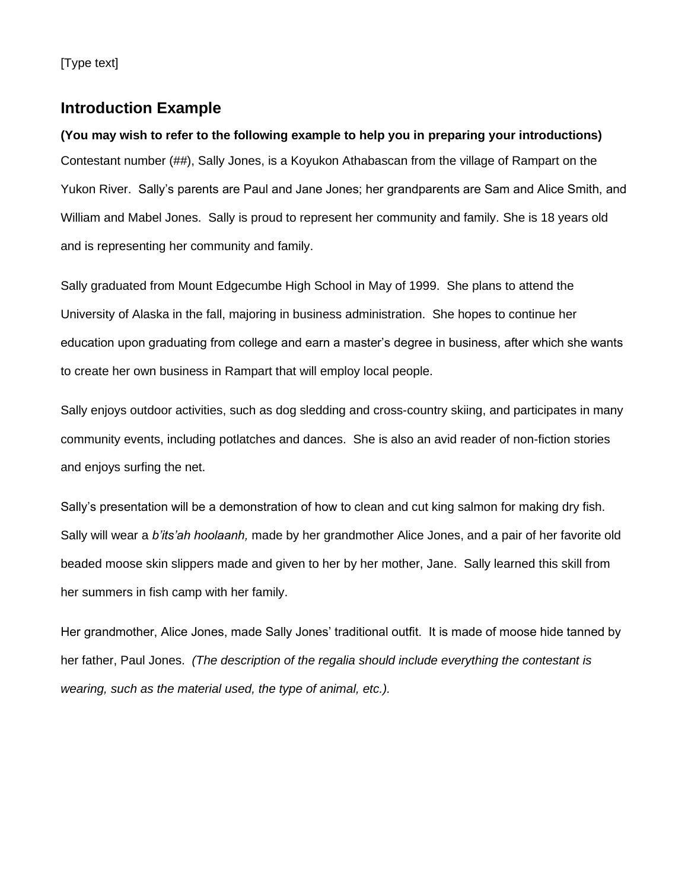[Type text]

## Introduction Example

**(You may wish to refer to the following example to help you in preparing your introductions)**

Contestant number (##), Sally Jones, is a Koyukon Athabascan from the village of Rampart on the Yukon River. Sally's parents are Paul and Jane Jones; her grandparents are Sam and Alice Smith, and William and Mabel Jones. Sally is proud to represent her community and family. She is 18 years old and is representing her community and family.

Sally graduated from Mount Edgecumbe High School in May of 1999. She plans to attend the University of Alaska in the fall, majoring in business administration. She hopes to continue her education upon graduating from college and earn a master's degree in business, after which she wants to create her own business in Rampart that will employ local people.

Sally enjoys outdoor activities, such as dog sledding and cross-country skiing, and participates in many community events, including potlatches and dances. She is also an avid reader of non-fiction stories and enjoys surfing the net.

Sally's presentation will be a demonstration of how to clean and cut king salmon for making dry fish. Sally will wear a *b'its'ah hoolaanh,* made by her grandmother Alice Jones, and a pair of her favorite old beaded moose skin slippers made and given to her by her mother, Jane. Sally learned this skill from her summers in fish camp with her family.

Her grandmother, Alice Jones, made Sally Jones' traditional outfit. It is made of moose hide tanned by her father, Paul Jones. *(The description of the regalia should include everything the contestant is wearing, such as the material used, the type of animal, etc.).*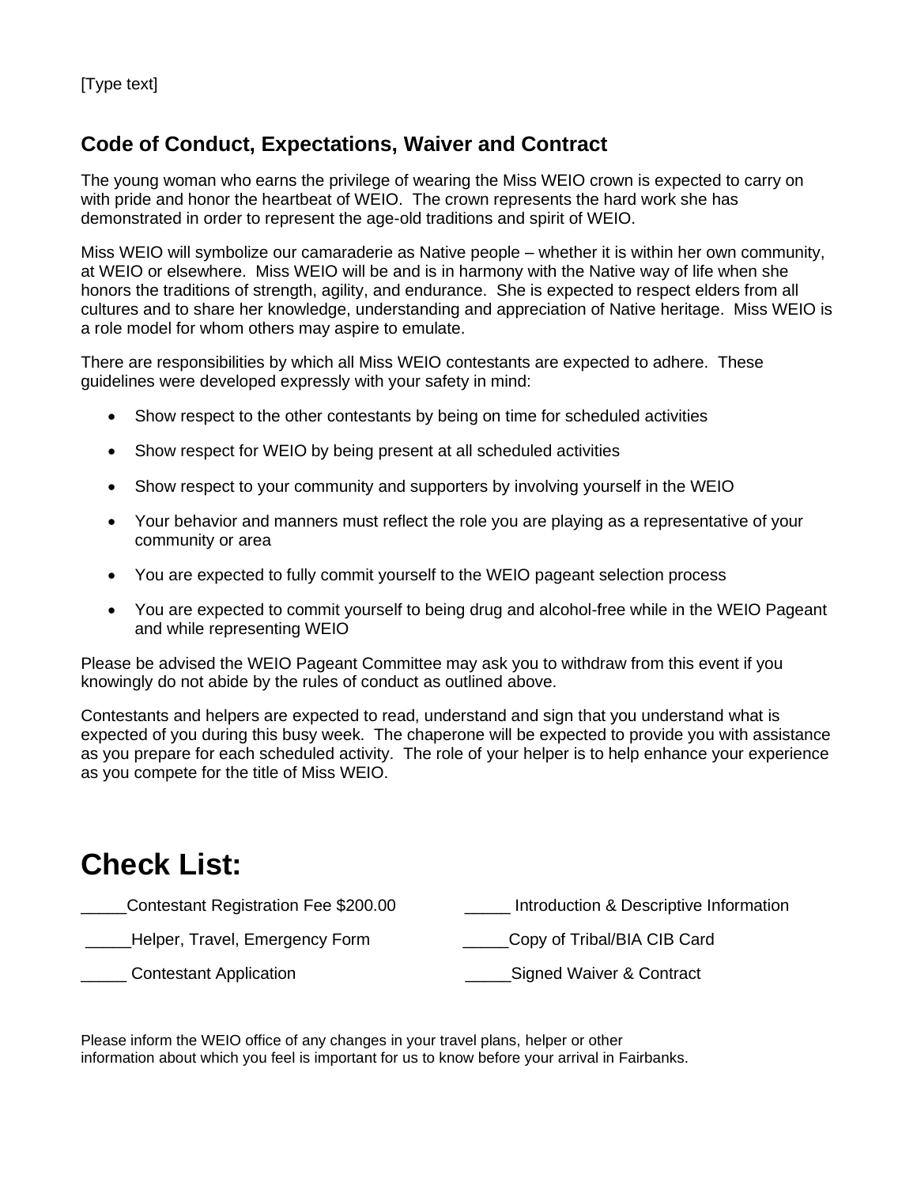[Type text]

## Code of Conduct, Expectations, Waiver and Contract

The young woman who earns the privilege of wearing the Miss WEIO crown is expected to carry on with pride and honor the heartbeat of WEIO. The crown represents the hard work she has demonstrated in order to represent the age-old traditions and spirit of WEIO.

Miss WEIO will symbolize our camaraderie as Native people – whether it is within her own community, at WEIO or elsewhere. Miss WEIO will be and is in harmony with the Native way of life when she honors the traditions of strength, agility, and endurance. She is expected to respect elders from all cultures and to share her knowledge, understanding and appreciation of Native heritage. Miss WEIO is a role model for whom others may aspire to emulate.

There are responsibilities by which all Miss WEIO contestants are expected to adhere. These guidelines were developed expressly with your safety in mind:

- Show respect to the other contestants by being on time for scheduled activities
- Show respect for WEIO by being present at all scheduled activities
- Show respect to your community and supporters by involving yourself in the WEIO
- Your behavior and manners must reflect the role you are playing as a representative of your community or area
- You are expected to fully commit yourself to the WEIO pageant selection process
- You are expected to commit yourself to being drug and alcohol-free while in the WEIO Pageant and while representing WEIO

Please be advised the WEIO Pageant Committee may ask you to withdraw from this event if you knowingly do not abide by the rules of conduct as outlined above.

Contestants and helpers are expected to read, understand and sign that you understand what is expected of you during this busy week. The chaperone will be expected to provide you with assistance as you prepare for each scheduled activity. The role of your helper is to help enhance your experience as you compete for the title of Miss WEIO.

# Check List:

_____Contestant Registration Fee $200.00

_____ Introduction & Descriptive Information

_____Helper, Travel, Emergency Form

_____Copy of Tribal/BIA CIB Card

_____ Contestant Application

_____Signed Waiver & Contract

Please inform the WEIO office of any changes in your travel plans, helper or other information about which you feel is important for us to know before your arrival in Fairbanks.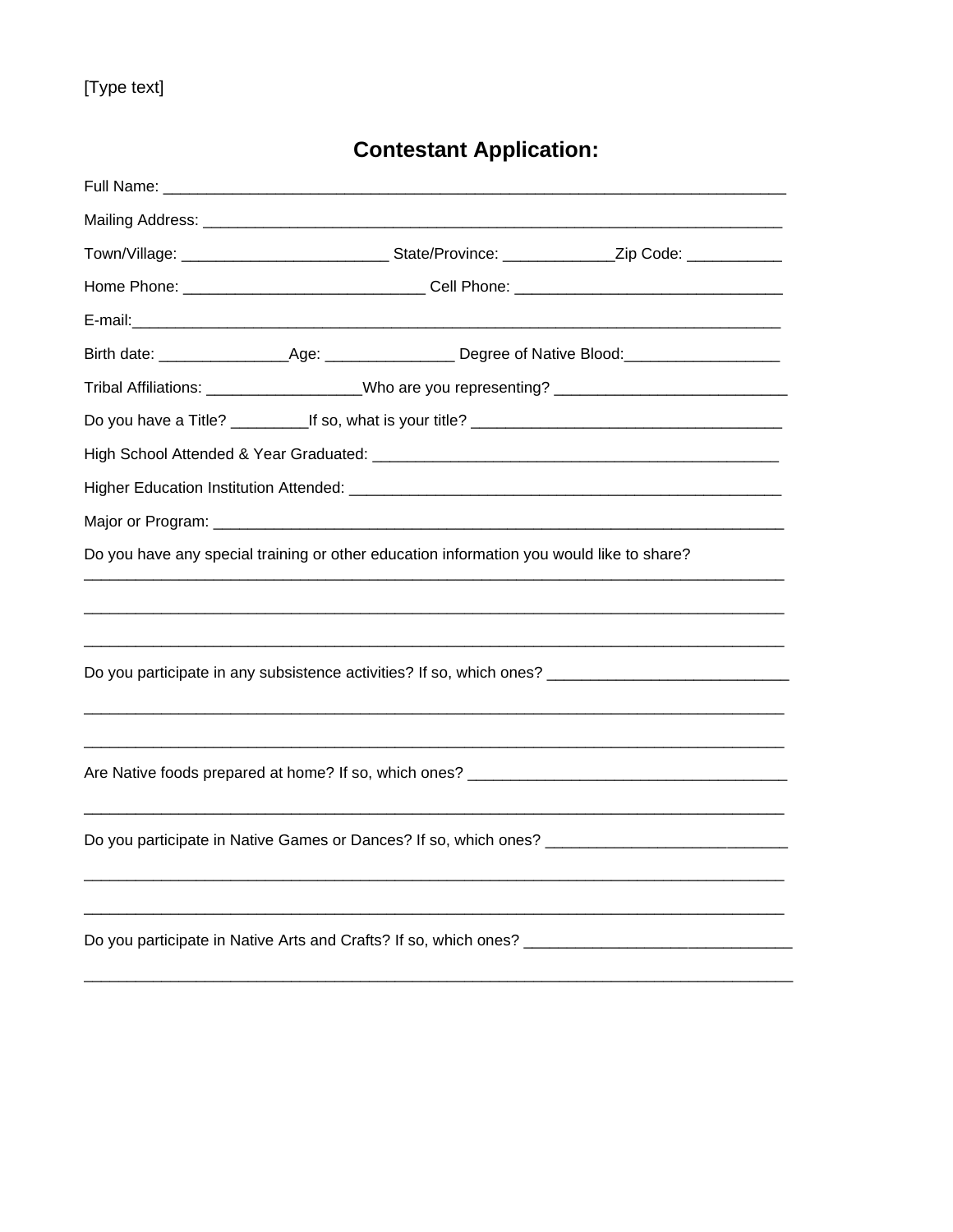[Type text]

# Contestant Application:

Full Name: ___________________________________________________________________________

Mailing Address: ______________________________________________________________________

Town/Village: ________________________ State/Province: _____________Zip Code: ___________

Home Phone: ___________________________ Cell Phone: _______________________________

E-mail:_____________________________________________________________________________

Birth date: _______________Age: _______________ Degree of Native Blood:__________________

Tribal Affiliations: __________________Who are you representing? ___________________________

Do you have a Title? _________If so, what is your title? ____________________________________

High School Attended & Year Graduated: ________________________________________________

Higher Education Institution Attended: __________________________________________________

Major or Program: ___________________________________________________________________

Do you have any special training or other education information you would like to share?

_____________________________________________________________________________________

_____________________________________________________________________________________

_____________________________________________________________________________________

Do you participate in any subsistence activities? If so, which ones? ____________________________

_____________________________________________________________________________________

_____________________________________________________________________________________

Are Native foods prepared at home? If so, which ones? _____________________________________

_____________________________________________________________________________________

Do you participate in Native Games or Dances? If so, which ones? ____________________________

_____________________________________________________________________________________

_____________________________________________________________________________________

Do you participate in Native Arts and Crafts? If so, which ones? _______________________________

_____________________________________________________________________________________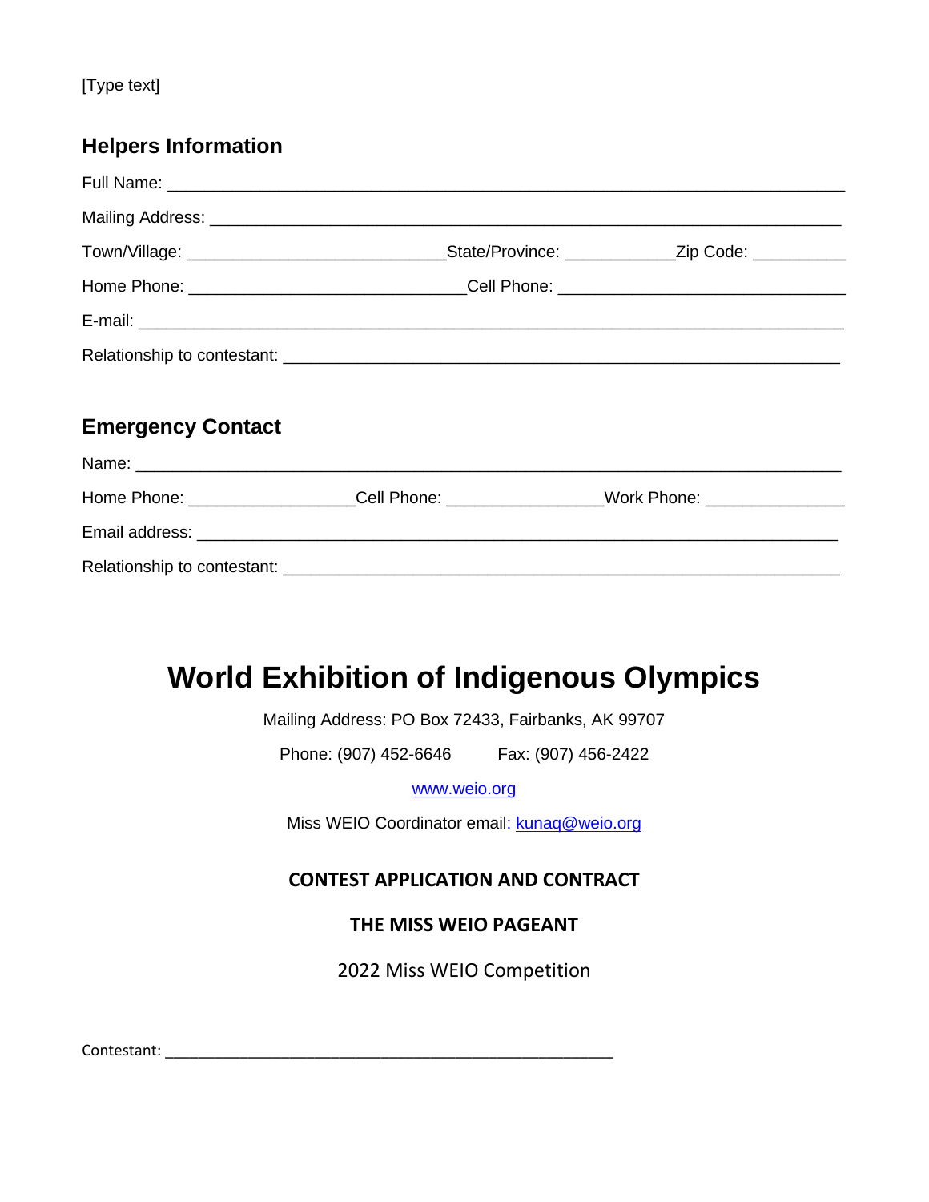[Type text]

### Helpers Information

Full Name: ___________________________________________________________________

Mailing Address: _______________________________________________________________

Town/Village: __________________________State/Province: ___________Zip Code: _________

Home Phone: ____________________________Cell Phone: _____________________________

E-mail: _______________________________________________________________________

Relationship to contestant: _______________________________________________________

### Emergency Contact

Name: ________________________________________________________________________

Home Phone: _________________Cell Phone: ________________Work Phone: ______________

Email address: __________________________________________________________________

Relationship to contestant: _______________________________________________________

# World Exhibition of Indigenous Olympics

Mailing Address: PO Box 72433, Fairbanks, AK 99707

Phone: (907) 452-6646 Fax: (907) 456-2422

www.weio.org

Miss WEIO Coordinator email: kunaq@weio.org

**CONTEST APPLICATION AND CONTRACT**

**THE MISS WEIO PAGEANT**

2022 Miss WEIO Competition

Contestant: ______________________________________________________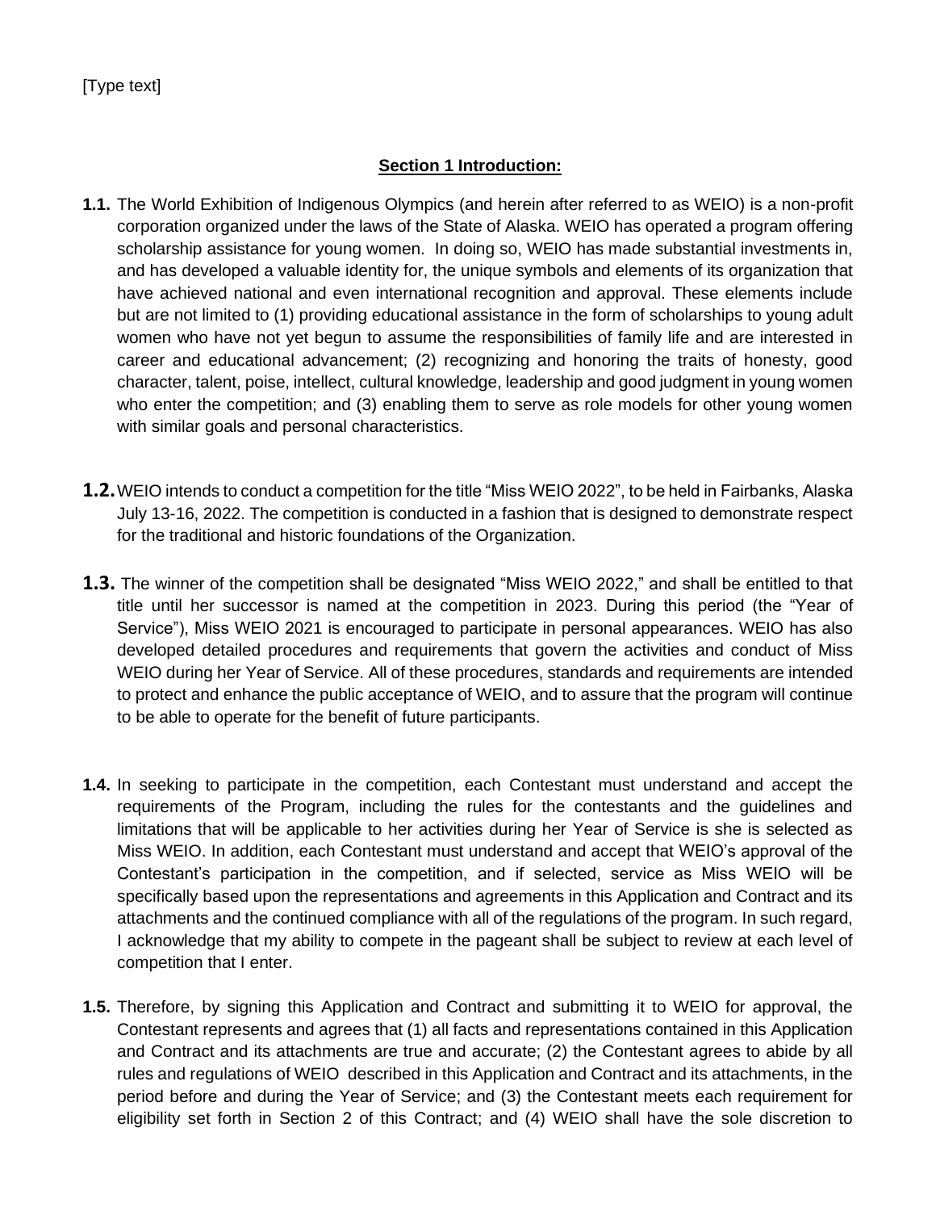[Type text]

## Section 1 Introduction:

**1.1.** The World Exhibition of Indigenous Olympics (and herein after referred to as WEIO) is a non-profit corporation organized under the laws of the State of Alaska. WEIO has operated a program offering scholarship assistance for young women. In doing so, WEIO has made substantial investments in, and has developed a valuable identity for, the unique symbols and elements of its organization that have achieved national and even international recognition and approval. These elements include but are not limited to (1) providing educational assistance in the form of scholarships to young adult women who have not yet begun to assume the responsibilities of family life and are interested in career and educational advancement; (2) recognizing and honoring the traits of honesty, good character, talent, poise, intellect, cultural knowledge, leadership and good judgment in young women who enter the competition; and (3) enabling them to serve as role models for other young women with similar goals and personal characteristics.

**1.2.** WEIO intends to conduct a competition for the title "Miss WEIO 2022", to be held in Fairbanks, Alaska July 13-16, 2022. The competition is conducted in a fashion that is designed to demonstrate respect for the traditional and historic foundations of the Organization.

**1.3.** The winner of the competition shall be designated "Miss WEIO 2022," and shall be entitled to that title until her successor is named at the competition in 2023. During this period (the "Year of Service"), Miss WEIO 2021 is encouraged to participate in personal appearances. WEIO has also developed detailed procedures and requirements that govern the activities and conduct of Miss WEIO during her Year of Service. All of these procedures, standards and requirements are intended to protect and enhance the public acceptance of WEIO, and to assure that the program will continue to be able to operate for the benefit of future participants.

**1.4.** In seeking to participate in the competition, each Contestant must understand and accept the requirements of the Program, including the rules for the contestants and the guidelines and limitations that will be applicable to her activities during her Year of Service is she is selected as Miss WEIO. In addition, each Contestant must understand and accept that WEIO's approval of the Contestant's participation in the competition, and if selected, service as Miss WEIO will be specifically based upon the representations and agreements in this Application and Contract and its attachments and the continued compliance with all of the regulations of the program. In such regard, I acknowledge that my ability to compete in the pageant shall be subject to review at each level of competition that I enter.

**1.5.** Therefore, by signing this Application and Contract and submitting it to WEIO for approval, the Contestant represents and agrees that (1) all facts and representations contained in this Application and Contract and its attachments are true and accurate; (2) the Contestant agrees to abide by all rules and regulations of WEIO described in this Application and Contract and its attachments, in the period before and during the Year of Service; and (3) the Contestant meets each requirement for eligibility set forth in Section 2 of this Contract; and (4) WEIO shall have the sole discretion to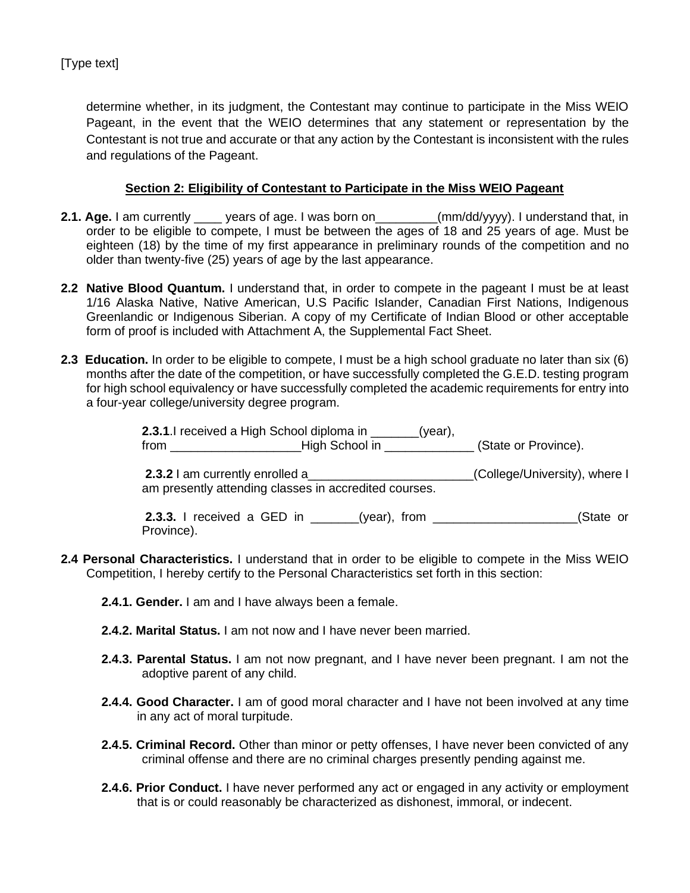determine whether, in its judgment, the Contestant may continue to participate in the Miss WEIO Pageant, in the event that the WEIO determines that any statement or representation by the Contestant is not true and accurate or that any action by the Contestant is inconsistent with the rules and regulations of the Pageant.

## Section 2: Eligibility of Contestant to Participate in the Miss WEIO Pageant

**2.1. Age.** I am currently ____ years of age. I was born on_________(mm/dd/yyyy). I understand that, in order to be eligible to compete, I must be between the ages of 18 and 25 years of age. Must be eighteen (18) by the time of my first appearance in preliminary rounds of the competition and no older than twenty-five (25) years of age by the last appearance.

**2.2 Native Blood Quantum.** I understand that, in order to compete in the pageant I must be at least 1/16 Alaska Native, Native American, U.S Pacific Islander, Canadian First Nations, Indigenous Greenlandic or Indigenous Siberian. A copy of my Certificate of Indian Blood or other acceptable form of proof is included with Attachment A, the Supplemental Fact Sheet.

**2.3 Education.** In order to be eligible to compete, I must be a high school graduate no later than six (6) months after the date of the competition, or have successfully completed the G.E.D. testing program for high school equivalency or have successfully completed the academic requirements for entry into a four-year college/university degree program.

> **2.3.1**.I received a High School diploma in _______(year), from ___________________High School in _____________ (State or Province).
>
> **2.3.2** I am currently enrolled a________________________(College/University), where I am presently attending classes in accredited courses.
>
> **2.3.3.** I received a GED in _______(year), from _____________________(State or Province).

**2.4 Personal Characteristics.** I understand that in order to be eligible to compete in the Miss WEIO Competition, I hereby certify to the Personal Characteristics set forth in this section:

- **2.4.1. Gender.** I am and I have always been a female.
- **2.4.2. Marital Status.** I am not now and I have never been married.
- **2.4.3. Parental Status.** I am not now pregnant, and I have never been pregnant. I am not the adoptive parent of any child.
- **2.4.4. Good Character.** I am of good moral character and I have not been involved at any time in any act of moral turpitude.
- **2.4.5. Criminal Record.** Other than minor or petty offenses, I have never been convicted of any criminal offense and there are no criminal charges presently pending against me.
- **2.4.6. Prior Conduct.** I have never performed any act or engaged in any activity or employment that is or could reasonably be characterized as dishonest, immoral, or indecent.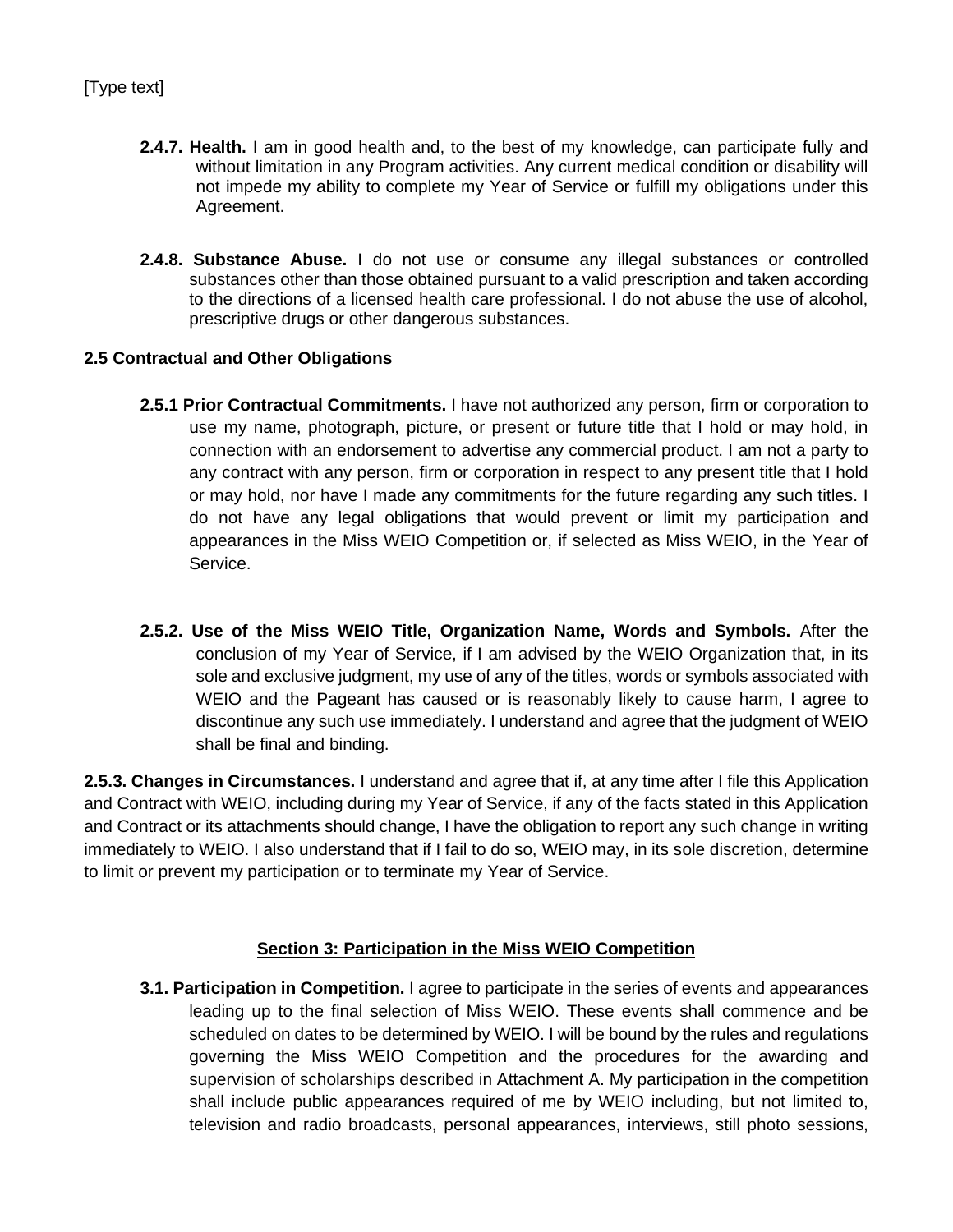**2.4.7. Health.** I am in good health and, to the best of my knowledge, can participate fully and without limitation in any Program activities. Any current medical condition or disability will not impede my ability to complete my Year of Service or fulfill my obligations under this Agreement.

**2.4.8. Substance Abuse.** I do not use or consume any illegal substances or controlled substances other than those obtained pursuant to a valid prescription and taken according to the directions of a licensed health care professional. I do not abuse the use of alcohol, prescriptive drugs or other dangerous substances.

**2.5 Contractual and Other Obligations**

**2.5.1 Prior Contractual Commitments.** I have not authorized any person, firm or corporation to use my name, photograph, picture, or present or future title that I hold or may hold, in connection with an endorsement to advertise any commercial product. I am not a party to any contract with any person, firm or corporation in respect to any present title that I hold or may hold, nor have I made any commitments for the future regarding any such titles. I do not have any legal obligations that would prevent or limit my participation and appearances in the Miss WEIO Competition or, if selected as Miss WEIO, in the Year of Service.

**2.5.2. Use of the Miss WEIO Title, Organization Name, Words and Symbols.** After the conclusion of my Year of Service, if I am advised by the WEIO Organization that, in its sole and exclusive judgment, my use of any of the titles, words or symbols associated with WEIO and the Pageant has caused or is reasonably likely to cause harm, I agree to discontinue any such use immediately. I understand and agree that the judgment of WEIO shall be final and binding.

**2.5.3. Changes in Circumstances.** I understand and agree that if, at any time after I file this Application and Contract with WEIO, including during my Year of Service, if any of the facts stated in this Application and Contract or its attachments should change, I have the obligation to report any such change in writing immediately to WEIO. I also understand that if I fail to do so, WEIO may, in its sole discretion, determine to limit or prevent my participation or to terminate my Year of Service.

## Section 3: Participation in the Miss WEIO Competition

**3.1. Participation in Competition.** I agree to participate in the series of events and appearances leading up to the final selection of Miss WEIO. These events shall commence and be scheduled on dates to be determined by WEIO. I will be bound by the rules and regulations governing the Miss WEIO Competition and the procedures for the awarding and supervision of scholarships described in Attachment A. My participation in the competition shall include public appearances required of me by WEIO including, but not limited to, television and radio broadcasts, personal appearances, interviews, still photo sessions,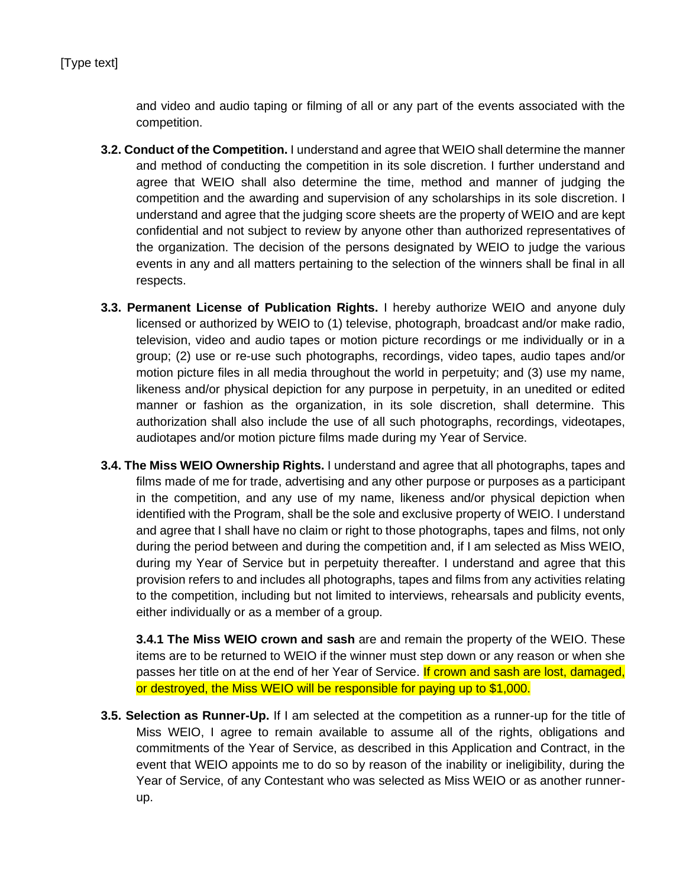and video and audio taping or filming of all or any part of the events associated with the competition.

**3.2. Conduct of the Competition.** I understand and agree that WEIO shall determine the manner and method of conducting the competition in its sole discretion. I further understand and agree that WEIO shall also determine the time, method and manner of judging the competition and the awarding and supervision of any scholarships in its sole discretion. I understand and agree that the judging score sheets are the property of WEIO and are kept confidential and not subject to review by anyone other than authorized representatives of the organization. The decision of the persons designated by WEIO to judge the various events in any and all matters pertaining to the selection of the winners shall be final in all respects.

**3.3. Permanent License of Publication Rights.** I hereby authorize WEIO and anyone duly licensed or authorized by WEIO to (1) televise, photograph, broadcast and/or make radio, television, video and audio tapes or motion picture recordings or me individually or in a group; (2) use or re-use such photographs, recordings, video tapes, audio tapes and/or motion picture files in all media throughout the world in perpetuity; and (3) use my name, likeness and/or physical depiction for any purpose in perpetuity, in an unedited or edited manner or fashion as the organization, in its sole discretion, shall determine. This authorization shall also include the use of all such photographs, recordings, videotapes, audiotapes and/or motion picture films made during my Year of Service.

**3.4. The Miss WEIO Ownership Rights.** I understand and agree that all photographs, tapes and films made of me for trade, advertising and any other purpose or purposes as a participant in the competition, and any use of my name, likeness and/or physical depiction when identified with the Program, shall be the sole and exclusive property of WEIO. I understand and agree that I shall have no claim or right to those photographs, tapes and films, not only during the period between and during the competition and, if I am selected as Miss WEIO, during my Year of Service but in perpetuity thereafter. I understand and agree that this provision refers to and includes all photographs, tapes and films from any activities relating to the competition, including but not limited to interviews, rehearsals and publicity events, either individually or as a member of a group.

**3.4.1 The Miss WEIO crown and sash** are and remain the property of the WEIO. These items are to be returned to WEIO if the winner must step down or any reason or when she passes her title on at the end of her Year of Service. If crown and sash are lost, damaged, or destroyed, the Miss WEIO will be responsible for paying up to $1,000.

**3.5. Selection as Runner-Up.** If I am selected at the competition as a runner-up for the title of Miss WEIO, I agree to remain available to assume all of the rights, obligations and commitments of the Year of Service, as described in this Application and Contract, in the event that WEIO appoints me to do so by reason of the inability or ineligibility, during the Year of Service, of any Contestant who was selected as Miss WEIO or as another runner-up.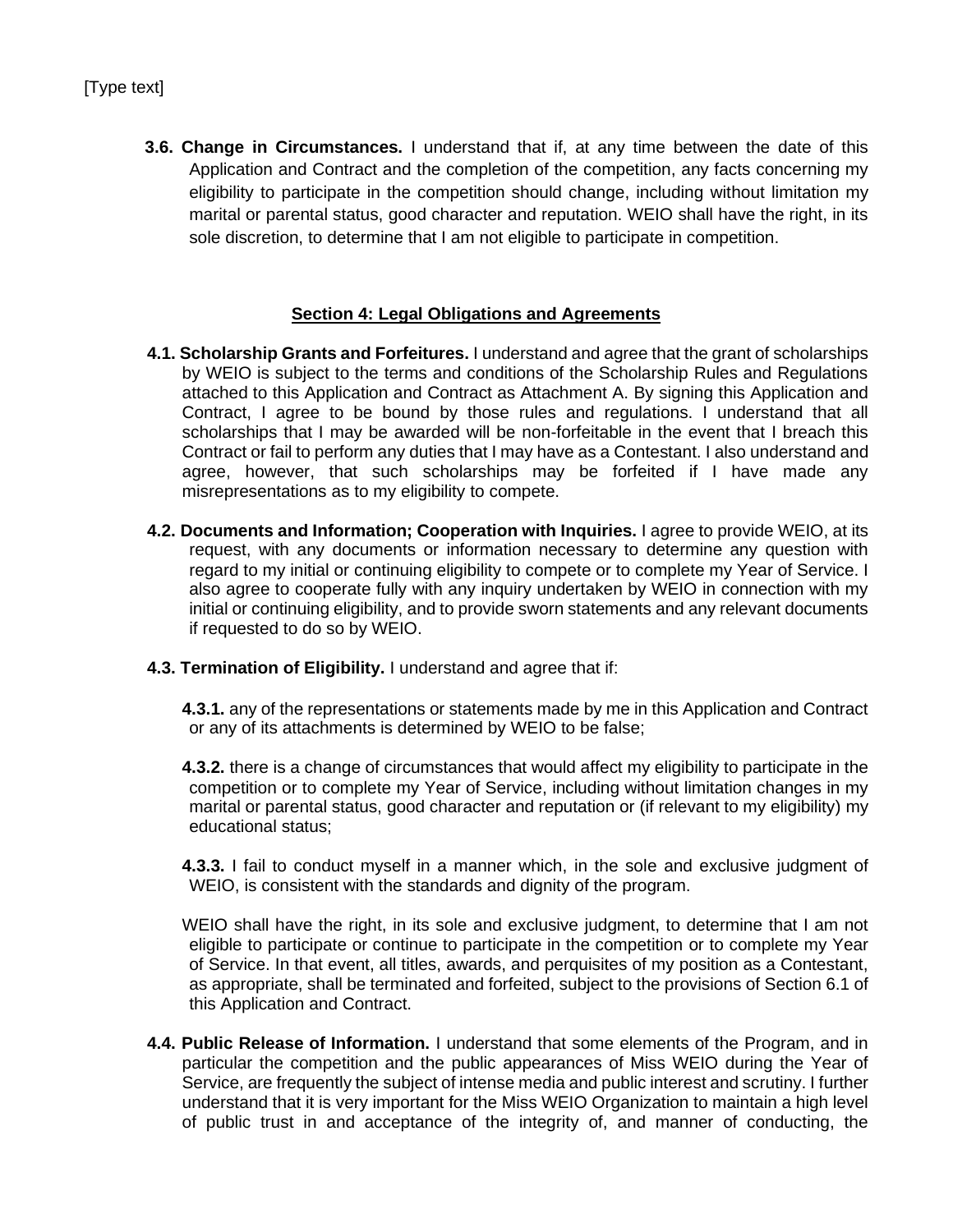**3.6. Change in Circumstances.** I understand that if, at any time between the date of this Application and Contract and the completion of the competition, any facts concerning my eligibility to participate in the competition should change, including without limitation my marital or parental status, good character and reputation. WEIO shall have the right, in its sole discretion, to determine that I am not eligible to participate in competition.

## Section 4: Legal Obligations and Agreements

**4.1. Scholarship Grants and Forfeitures.** I understand and agree that the grant of scholarships by WEIO is subject to the terms and conditions of the Scholarship Rules and Regulations attached to this Application and Contract as Attachment A. By signing this Application and Contract, I agree to be bound by those rules and regulations. I understand that all scholarships that I may be awarded will be non-forfeitable in the event that I breach this Contract or fail to perform any duties that I may have as a Contestant. I also understand and agree, however, that such scholarships may be forfeited if I have made any misrepresentations as to my eligibility to compete.

**4.2. Documents and Information; Cooperation with Inquiries.** I agree to provide WEIO, at its request, with any documents or information necessary to determine any question with regard to my initial or continuing eligibility to compete or to complete my Year of Service. I also agree to cooperate fully with any inquiry undertaken by WEIO in connection with my initial or continuing eligibility, and to provide sworn statements and any relevant documents if requested to do so by WEIO.

**4.3. Termination of Eligibility.** I understand and agree that if:

**4.3.1.** any of the representations or statements made by me in this Application and Contract or any of its attachments is determined by WEIO to be false;

**4.3.2.** there is a change of circumstances that would affect my eligibility to participate in the competition or to complete my Year of Service, including without limitation changes in my marital or parental status, good character and reputation or (if relevant to my eligibility) my educational status;

**4.3.3.** I fail to conduct myself in a manner which, in the sole and exclusive judgment of WEIO, is consistent with the standards and dignity of the program.

WEIO shall have the right, in its sole and exclusive judgment, to determine that I am not eligible to participate or continue to participate in the competition or to complete my Year of Service. In that event, all titles, awards, and perquisites of my position as a Contestant, as appropriate, shall be terminated and forfeited, subject to the provisions of Section 6.1 of this Application and Contract.

**4.4. Public Release of Information.** I understand that some elements of the Program, and in particular the competition and the public appearances of Miss WEIO during the Year of Service, are frequently the subject of intense media and public interest and scrutiny. I further understand that it is very important for the Miss WEIO Organization to maintain a high level of public trust in and acceptance of the integrity of, and manner of conducting, the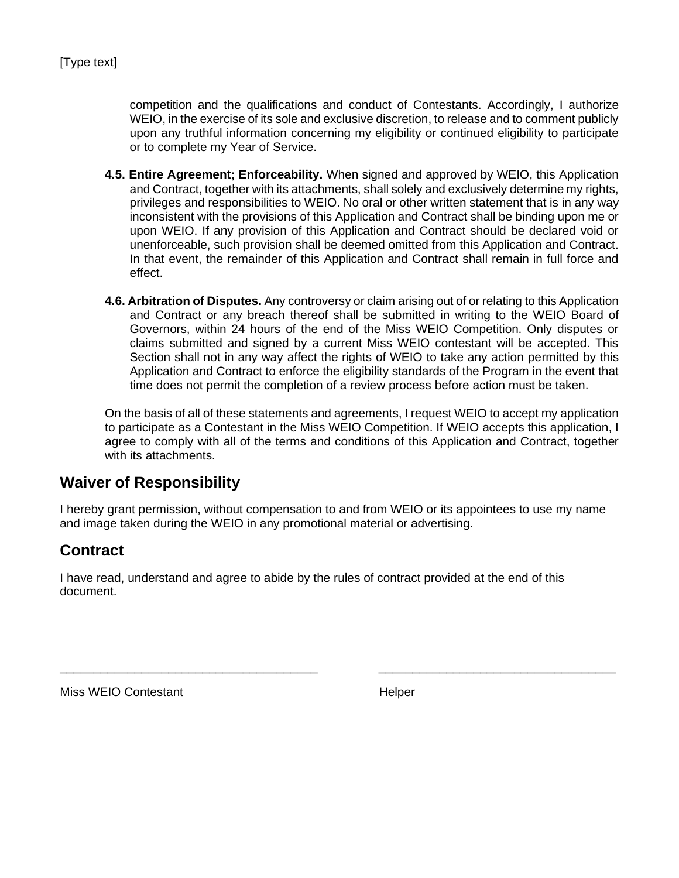competition and the qualifications and conduct of Contestants. Accordingly, I authorize WEIO, in the exercise of its sole and exclusive discretion, to release and to comment publicly upon any truthful information concerning my eligibility or continued eligibility to participate or to complete my Year of Service.

**4.5. Entire Agreement; Enforceability.** When signed and approved by WEIO, this Application and Contract, together with its attachments, shall solely and exclusively determine my rights, privileges and responsibilities to WEIO. No oral or other written statement that is in any way inconsistent with the provisions of this Application and Contract shall be binding upon me or upon WEIO. If any provision of this Application and Contract should be declared void or unenforceable, such provision shall be deemed omitted from this Application and Contract. In that event, the remainder of this Application and Contract shall remain in full force and effect.

**4.6. Arbitration of Disputes.** Any controversy or claim arising out of or relating to this Application and Contract or any breach thereof shall be submitted in writing to the WEIO Board of Governors, within 24 hours of the end of the Miss WEIO Competition. Only disputes or claims submitted and signed by a current Miss WEIO contestant will be accepted. This Section shall not in any way affect the rights of WEIO to take any action permitted by this Application and Contract to enforce the eligibility standards of the Program in the event that time does not permit the completion of a review process before action must be taken.

On the basis of all of these statements and agreements, I request WEIO to accept my application to participate as a Contestant in the Miss WEIO Competition. If WEIO accepts this application, I agree to comply with all of the terms and conditions of this Application and Contract, together with its attachments.

## Waiver of Responsibility

I hereby grant permission, without compensation to and from WEIO or its appointees to use my name and image taken during the WEIO in any promotional material or advertising.

## Contract

I have read, understand and agree to abide by the rules of contract provided at the end of this document.

_______________________________________ _______________________________________

Miss WEIO Contestant Helper